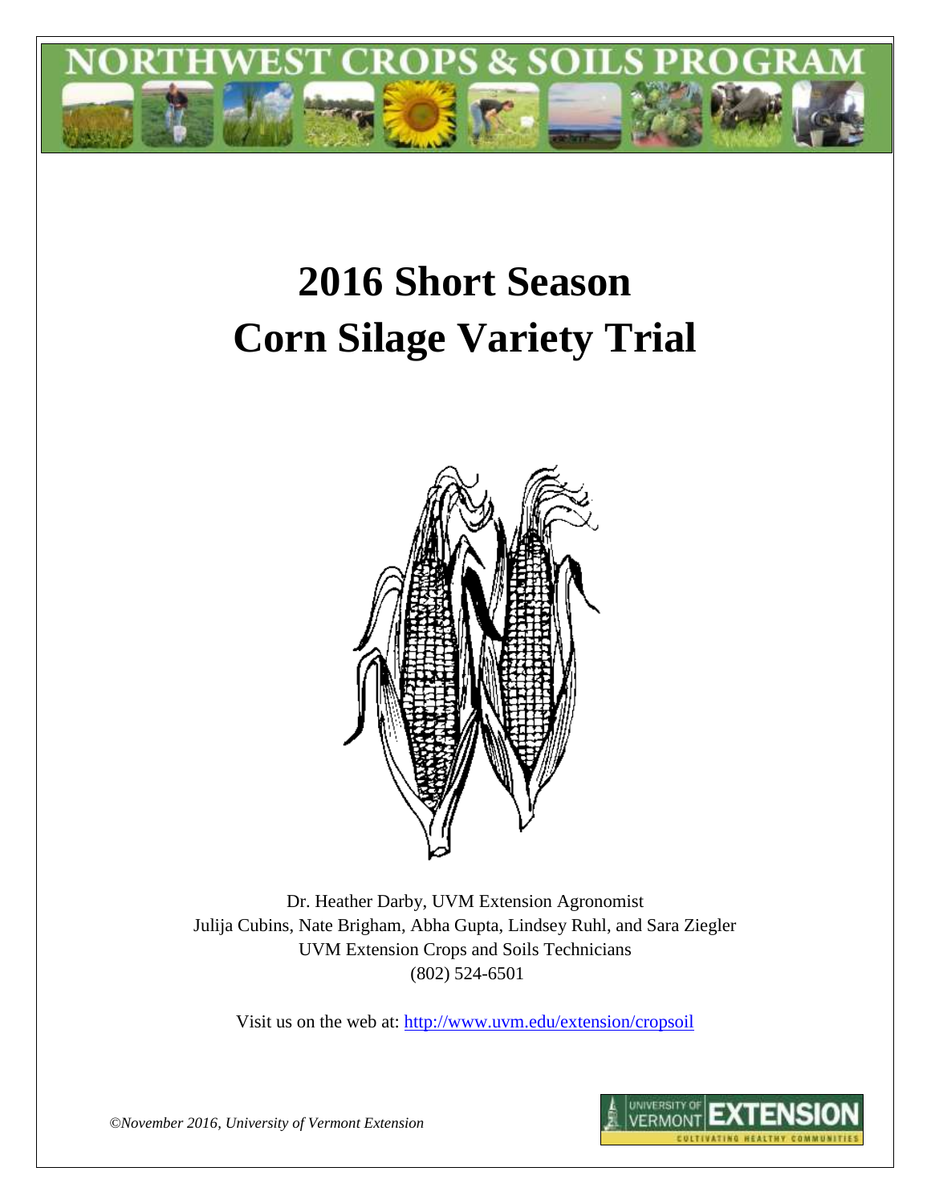NORTHWEST CROPS & SOILS PROGRAM

# 2016 Short Season Corn Silage Variety Trial

Dr. Heather Darby, UVM Extension Agronomist
Julija Cubins, Nate Brigham, Abha Gupta, Lindsey Ruhl, and Sara Ziegler
UVM Extension Crops and Soils Technicians
(802) 524-6501

Visit us on the web at: http://www.uvm.edu/extension/cropsoil

*©November 2016, University of Vermont Extension*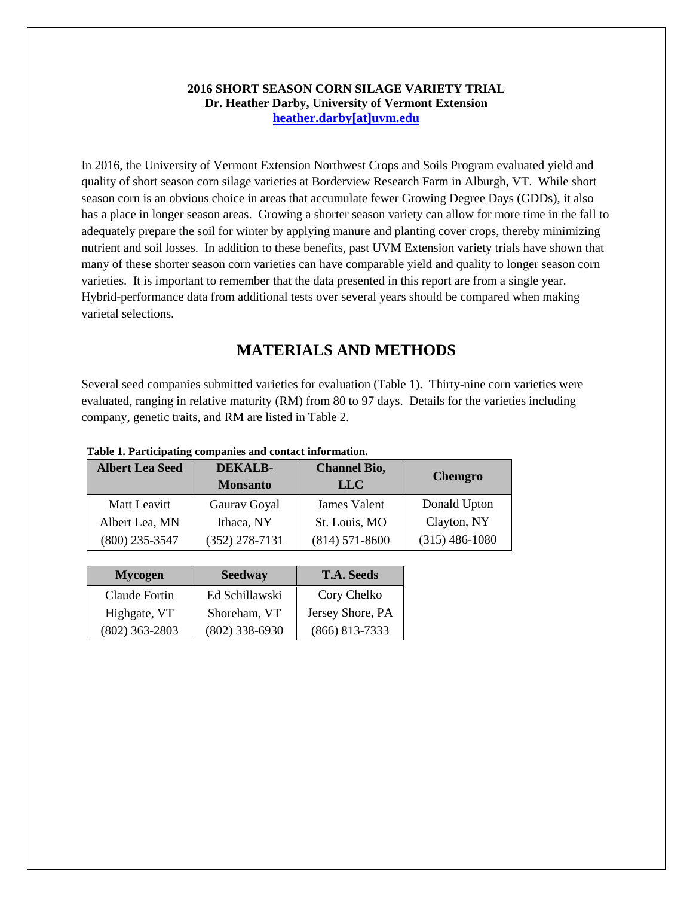**2016 SHORT SEASON CORN SILAGE VARIETY TRIAL**
**Dr. Heather Darby, University of Vermont Extension**
**heather.darby[at]uvm.edu**

In 2016, the University of Vermont Extension Northwest Crops and Soils Program evaluated yield and quality of short season corn silage varieties at Borderview Research Farm in Alburgh, VT. While short season corn is an obvious choice in areas that accumulate fewer Growing Degree Days (GDDs), it also has a place in longer season areas. Growing a shorter season variety can allow for more time in the fall to adequately prepare the soil for winter by applying manure and planting cover crops, thereby minimizing nutrient and soil losses. In addition to these benefits, past UVM Extension variety trials have shown that many of these shorter season corn varieties can have comparable yield and quality to longer season corn varieties. It is important to remember that the data presented in this report are from a single year. Hybrid-performance data from additional tests over several years should be compared when making varietal selections.

## MATERIALS AND METHODS

Several seed companies submitted varieties for evaluation (Table 1). Thirty-nine corn varieties were evaluated, ranging in relative maturity (RM) from 80 to 97 days. Details for the varieties including company, genetic traits, and RM are listed in Table 2.

**Table 1. Participating companies and contact information.**

| Albert Lea Seed | DEKALB-Monsanto | Channel Bio, LLC | Chemgro |
|---|---|---|---|
| Matt Leavitt | Gaurav Goyal | James Valent | Donald Upton |
| Albert Lea, MN | Ithaca, NY | St. Louis, MO | Clayton, NY |
| (800) 235-3547 | (352) 278-7131 | (814) 571-8600 | (315) 486-1080 |

| Mycogen | Seedway | T.A. Seeds |
|---|---|---|
| Claude Fortin | Ed Schillawski | Cory Chelko |
| Highgate, VT | Shoreham, VT | Jersey Shore, PA |
| (802) 363-2803 | (802) 338-6930 | (866) 813-7333 |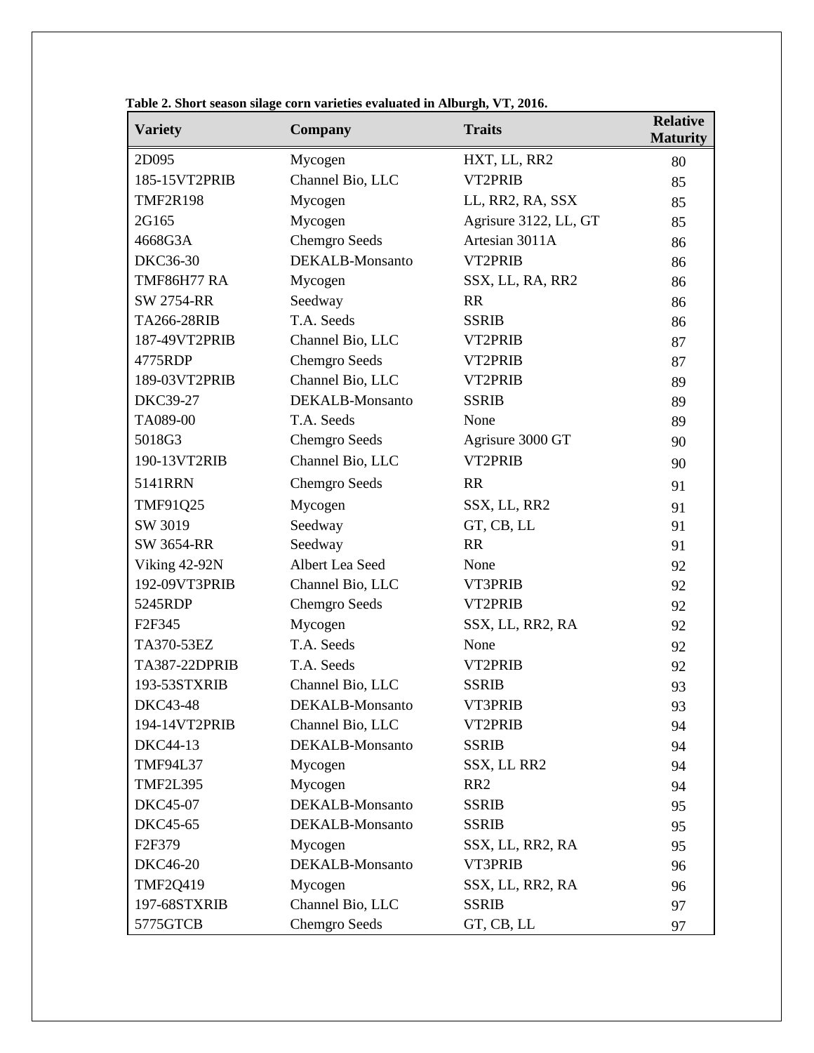**Table 2. Short season silage corn varieties evaluated in Alburgh, VT, 2016.**

| Variety | Company | Traits | Relative Maturity |
|---|---|---|---|
| 2D095 | Mycogen | HXT, LL, RR2 | 80 |
| 185-15VT2PRIB | Channel Bio, LLC | VT2PRIB | 85 |
| TMF2R198 | Mycogen | LL, RR2, RA, SSX | 85 |
| 2G165 | Mycogen | Agrisure 3122, LL, GT | 85 |
| 4668G3A | Chemgro Seeds | Artesian 3011A | 86 |
| DKC36-30 | DEKALB-Monsanto | VT2PRIB | 86 |
| TMF86H77 RA | Mycogen | SSX, LL, RA, RR2 | 86 |
| SW 2754-RR | Seedway | RR | 86 |
| TA266-28RIB | T.A. Seeds | SSRIB | 86 |
| 187-49VT2PRIB | Channel Bio, LLC | VT2PRIB | 87 |
| 4775RDP | Chemgro Seeds | VT2PRIB | 87 |
| 189-03VT2PRIB | Channel Bio, LLC | VT2PRIB | 89 |
| DKC39-27 | DEKALB-Monsanto | SSRIB | 89 |
| TA089-00 | T.A. Seeds | None | 89 |
| 5018G3 | Chemgro Seeds | Agrisure 3000 GT | 90 |
| 190-13VT2RIB | Channel Bio, LLC | VT2PRIB | 90 |
| 5141RRN | Chemgro Seeds | RR | 91 |
| TMF91Q25 | Mycogen | SSX, LL, RR2 | 91 |
| SW 3019 | Seedway | GT, CB, LL | 91 |
| SW 3654-RR | Seedway | RR | 91 |
| Viking 42-92N | Albert Lea Seed | None | 92 |
| 192-09VT3PRIB | Channel Bio, LLC | VT3PRIB | 92 |
| 5245RDP | Chemgro Seeds | VT2PRIB | 92 |
| F2F345 | Mycogen | SSX, LL, RR2, RA | 92 |
| TA370-53EZ | T.A. Seeds | None | 92 |
| TA387-22DPRIB | T.A. Seeds | VT2PRIB | 92 |
| 193-53STXRIB | Channel Bio, LLC | SSRIB | 93 |
| DKC43-48 | DEKALB-Monsanto | VT3PRIB | 93 |
| 194-14VT2PRIB | Channel Bio, LLC | VT2PRIB | 94 |
| DKC44-13 | DEKALB-Monsanto | SSRIB | 94 |
| TMF94L37 | Mycogen | SSX, LL RR2 | 94 |
| TMF2L395 | Mycogen | RR2 | 94 |
| DKC45-07 | DEKALB-Monsanto | SSRIB | 95 |
| DKC45-65 | DEKALB-Monsanto | SSRIB | 95 |
| F2F379 | Mycogen | SSX, LL, RR2, RA | 95 |
| DKC46-20 | DEKALB-Monsanto | VT3PRIB | 96 |
| TMF2Q419 | Mycogen | SSX, LL, RR2, RA | 96 |
| 197-68STXRIB | Channel Bio, LLC | SSRIB | 97 |
| 5775GTCB | Chemgro Seeds | GT, CB, LL | 97 |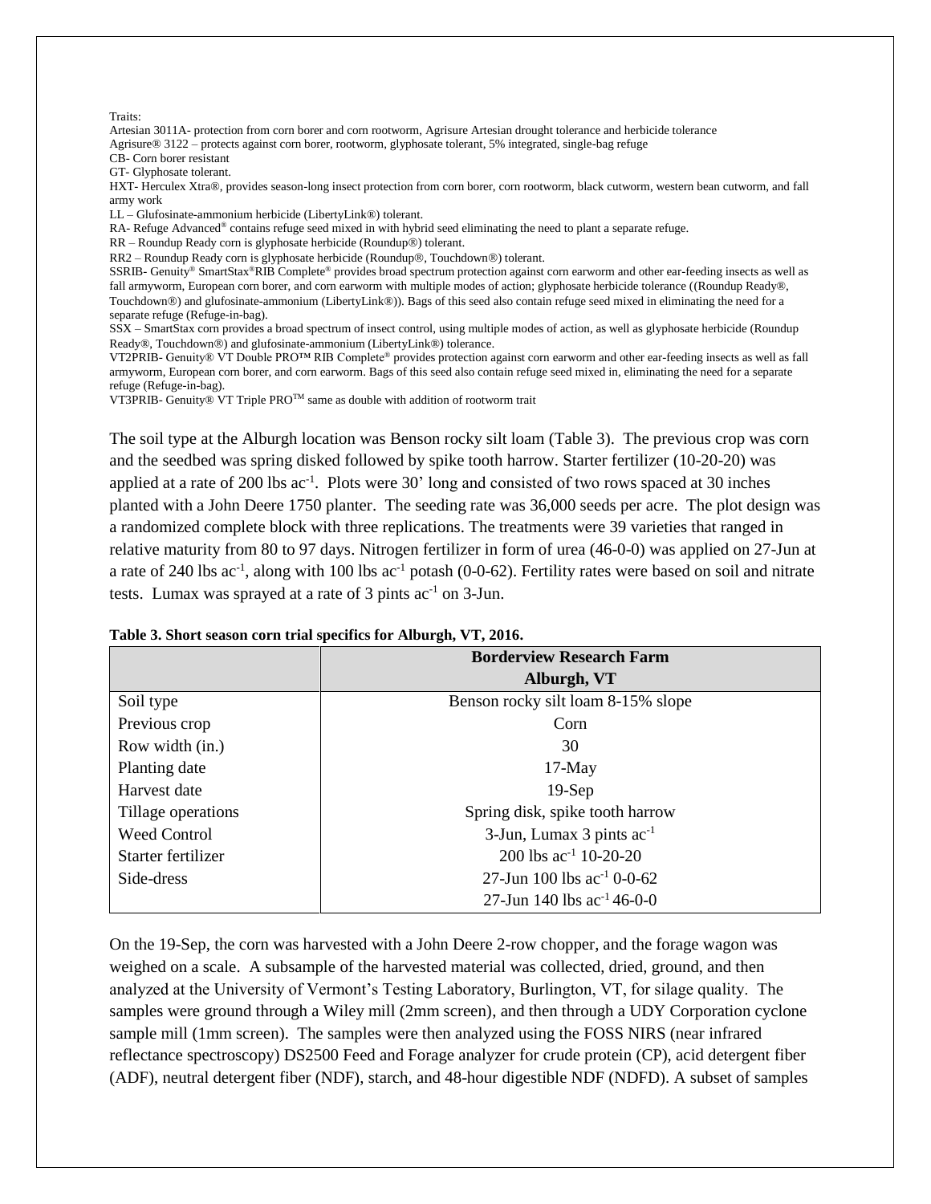Traits:

Artesian 3011A- protection from corn borer and corn rootworm, Agrisure Artesian drought tolerance and herbicide tolerance

Agrisure® 3122 – protects against corn borer, rootworm, glyphosate tolerant, 5% integrated, single-bag refuge

CB- Corn borer resistant

GT- Glyphosate tolerant.

HXT- Herculex Xtra®, provides season-long insect protection from corn borer, corn rootworm, black cutworm, western bean cutworm, and fall army work

LL – Glufosinate-ammonium herbicide (LibertyLink®) tolerant.

RA- Refuge Advanced® contains refuge seed mixed in with hybrid seed eliminating the need to plant a separate refuge.

RR – Roundup Ready corn is glyphosate herbicide (Roundup®) tolerant.

RR2 – Roundup Ready corn is glyphosate herbicide (Roundup®, Touchdown®) tolerant.

SSRIB- Genuity® SmartStax®RIB Complete® provides broad spectrum protection against corn earworm and other ear-feeding insects as well as fall armyworm, European corn borer, and corn earworm with multiple modes of action; glyphosate herbicide tolerance ((Roundup Ready®, Touchdown®) and glufosinate-ammonium (LibertyLink®)). Bags of this seed also contain refuge seed mixed in eliminating the need for a separate refuge (Refuge-in-bag).

SSX – SmartStax corn provides a broad spectrum of insect control, using multiple modes of action, as well as glyphosate herbicide (Roundup Ready®, Touchdown®) and glufosinate-ammonium (LibertyLink®) tolerance.

VT2PRIB- Genuity® VT Double PRO™ RIB Complete® provides protection against corn earworm and other ear-feeding insects as well as fall armyworm, European corn borer, and corn earworm. Bags of this seed also contain refuge seed mixed in, eliminating the need for a separate refuge (Refuge-in-bag).

VT3PRIB- Genuity® VT Triple PRO™ same as double with addition of rootworm trait

The soil type at the Alburgh location was Benson rocky silt loam (Table 3). The previous crop was corn and the seedbed was spring disked followed by spike tooth harrow. Starter fertilizer (10-20-20) was applied at a rate of 200 lbs $ac^{-1}$. Plots were 30' long and consisted of two rows spaced at 30 inches planted with a John Deere 1750 planter. The seeding rate was 36,000 seeds per acre. The plot design was a randomized complete block with three replications. The treatments were 39 varieties that ranged in relative maturity from 80 to 97 days. Nitrogen fertilizer in form of urea (46-0-0) was applied on 27-Jun at a rate of 240 lbs $ac^{-1}$, along with 100 lbs $ac^{-1}$ potash (0-0-62). Fertility rates were based on soil and nitrate tests. Lumax was sprayed at a rate of 3 pints $ac^{-1}$ on 3-Jun.

**Table 3. Short season corn trial specifics for Alburgh, VT, 2016.**

| | Borderview Research Farm Alburgh, VT |
|---|---|
| Soil type | Benson rocky silt loam 8-15% slope |
| Previous crop | Corn |
| Row width (in.) | 30 |
| Planting date | 17-May |
| Harvest date | 19-Sep |
| Tillage operations | Spring disk, spike tooth harrow |
| Weed Control | 3-Jun, Lumax 3 pints $ac^{-1}$ |
| Starter fertilizer | 200 lbs $ac^{-1}$ 10-20-20 |
| Side-dress | 27-Jun 100 lbs $ac^{-1}$ 0-0-62 |
| | 27-Jun 140 lbs $ac^{-1}$ 46-0-0 |

On the 19-Sep, the corn was harvested with a John Deere 2-row chopper, and the forage wagon was weighed on a scale. A subsample of the harvested material was collected, dried, ground, and then analyzed at the University of Vermont's Testing Laboratory, Burlington, VT, for silage quality. The samples were ground through a Wiley mill (2mm screen), and then through a UDY Corporation cyclone sample mill (1mm screen). The samples were then analyzed using the FOSS NIRS (near infrared reflectance spectroscopy) DS2500 Feed and Forage analyzer for crude protein (CP), acid detergent fiber (ADF), neutral detergent fiber (NDF), starch, and 48-hour digestible NDF (NDFD). A subset of samples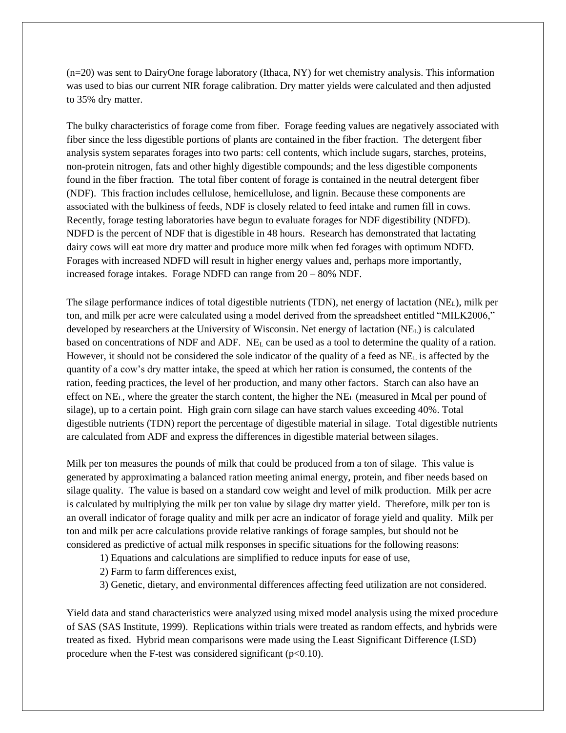(n=20) was sent to DairyOne forage laboratory (Ithaca, NY) for wet chemistry analysis. This information was used to bias our current NIR forage calibration. Dry matter yields were calculated and then adjusted to 35% dry matter.

The bulky characteristics of forage come from fiber. Forage feeding values are negatively associated with fiber since the less digestible portions of plants are contained in the fiber fraction. The detergent fiber analysis system separates forages into two parts: cell contents, which include sugars, starches, proteins, non-protein nitrogen, fats and other highly digestible compounds; and the less digestible components found in the fiber fraction. The total fiber content of forage is contained in the neutral detergent fiber (NDF). This fraction includes cellulose, hemicellulose, and lignin. Because these components are associated with the bulkiness of feeds, NDF is closely related to feed intake and rumen fill in cows. Recently, forage testing laboratories have begun to evaluate forages for NDF digestibility (NDFD). NDFD is the percent of NDF that is digestible in 48 hours. Research has demonstrated that lactating dairy cows will eat more dry matter and produce more milk when fed forages with optimum NDFD. Forages with increased NDFD will result in higher energy values and, perhaps more importantly, increased forage intakes. Forage NDFD can range from 20 – 80% NDF.

The silage performance indices of total digestible nutrients (TDN), net energy of lactation ($NE_L$), milk per ton, and milk per acre were calculated using a model derived from the spreadsheet entitled "MILK2006," developed by researchers at the University of Wisconsin. Net energy of lactation ($NE_L$) is calculated based on concentrations of NDF and ADF. $NE_L$ can be used as a tool to determine the quality of a ration. However, it should not be considered the sole indicator of the quality of a feed as $NE_L$ is affected by the quantity of a cow's dry matter intake, the speed at which her ration is consumed, the contents of the ration, feeding practices, the level of her production, and many other factors. Starch can also have an effect on $NE_L$, where the greater the starch content, the higher the $NE_L$ (measured in Mcal per pound of silage), up to a certain point. High grain corn silage can have starch values exceeding 40%. Total digestible nutrients (TDN) report the percentage of digestible material in silage. Total digestible nutrients are calculated from ADF and express the differences in digestible material between silages.

Milk per ton measures the pounds of milk that could be produced from a ton of silage. This value is generated by approximating a balanced ration meeting animal energy, protein, and fiber needs based on silage quality. The value is based on a standard cow weight and level of milk production. Milk per acre is calculated by multiplying the milk per ton value by silage dry matter yield. Therefore, milk per ton is an overall indicator of forage quality and milk per acre an indicator of forage yield and quality. Milk per ton and milk per acre calculations provide relative rankings of forage samples, but should not be considered as predictive of actual milk responses in specific situations for the following reasons:

1) Equations and calculations are simplified to reduce inputs for ease of use,
2) Farm to farm differences exist,
3) Genetic, dietary, and environmental differences affecting feed utilization are not considered.

Yield data and stand characteristics were analyzed using mixed model analysis using the mixed procedure of SAS (SAS Institute, 1999). Replications within trials were treated as random effects, and hybrids were treated as fixed. Hybrid mean comparisons were made using the Least Significant Difference (LSD) procedure when the F-test was considered significant ($p<0.10$).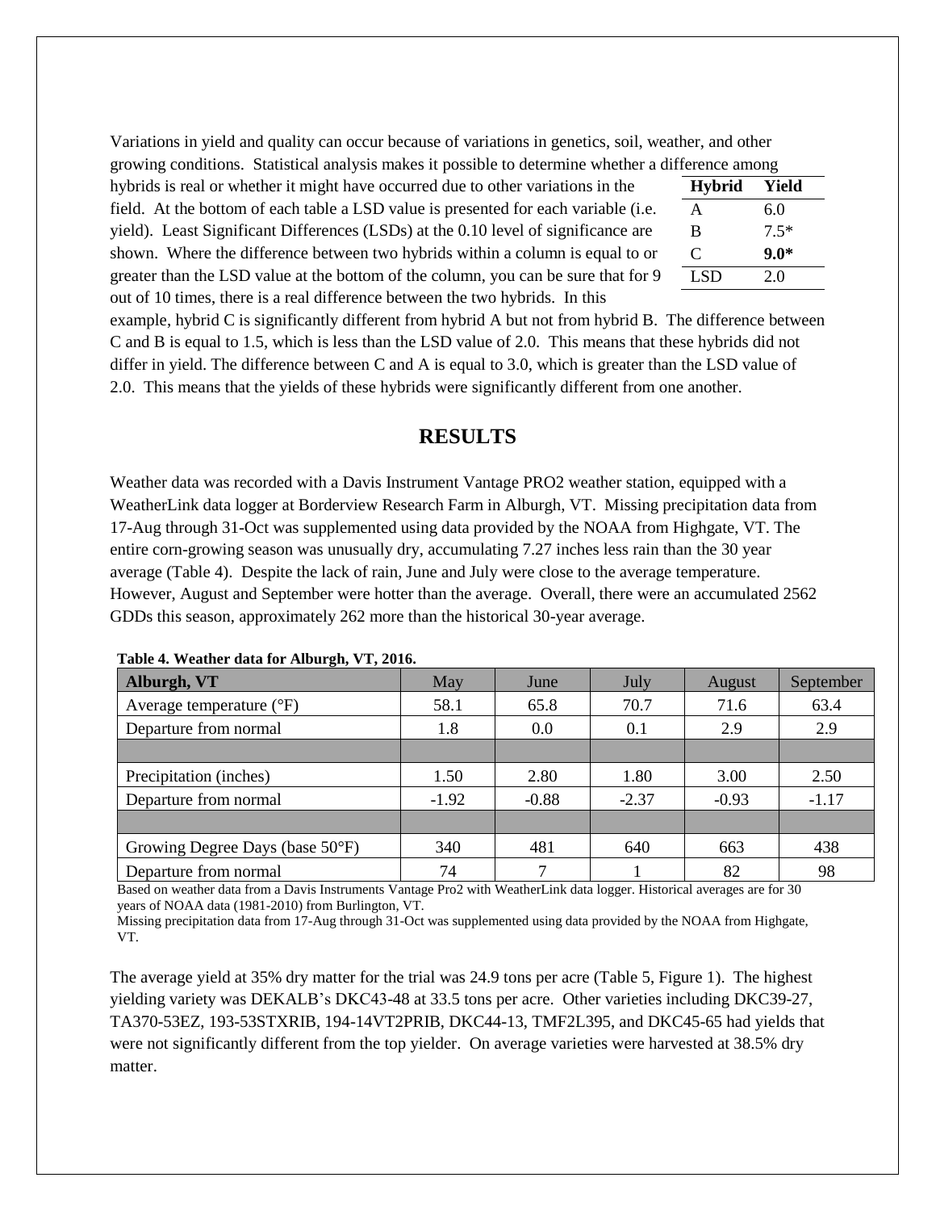Variations in yield and quality can occur because of variations in genetics, soil, weather, and other growing conditions. Statistical analysis makes it possible to determine whether a difference among hybrids is real or whether it might have occurred due to other variations in the field. At the bottom of each table a LSD value is presented for each variable (i.e. yield). Least Significant Differences (LSDs) at the 0.10 level of significance are shown. Where the difference between two hybrids within a column is equal to or greater than the LSD value at the bottom of the column, you can be sure that for 9 out of 10 times, there is a real difference between the two hybrids. In this example, hybrid C is significantly different from hybrid A but not from hybrid B. The difference between C and B is equal to 1.5, which is less than the LSD value of 2.0. This means that these hybrids did not differ in yield. The difference between C and A is equal to 3.0, which is greater than the LSD value of 2.0. This means that the yields of these hybrids were significantly different from one another.

| Hybrid | Yield |
|---|---|
| A | 6.0 |
| B | 7.5* |
| C | **9.0*** |
| LSD | 2.0 |

## RESULTS

Weather data was recorded with a Davis Instrument Vantage PRO2 weather station, equipped with a WeatherLink data logger at Borderview Research Farm in Alburgh, VT. Missing precipitation data from 17-Aug through 31-Oct was supplemented using data provided by the NOAA from Highgate, VT. The entire corn-growing season was unusually dry, accumulating 7.27 inches less rain than the 30 year average (Table 4). Despite the lack of rain, June and July were close to the average temperature. However, August and September were hotter than the average. Overall, there were an accumulated 2562 GDDs this season, approximately 262 more than the historical 30-year average.

**Table 4. Weather data for Alburgh, VT, 2016.**

| Alburgh, VT | May | June | July | August | September |
|---|---|---|---|---|---|
| Average temperature (°F) | 58.1 | 65.8 | 70.7 | 71.6 | 63.4 |
| Departure from normal | 1.8 | 0.0 | 0.1 | 2.9 | 2.9 |
| | | | | | |
| Precipitation (inches) | 1.50 | 2.80 | 1.80 | 3.00 | 2.50 |
| Departure from normal | -1.92 | -0.88 | -2.37 | -0.93 | -1.17 |
| | | | | | |
| Growing Degree Days (base 50°F) | 340 | 481 | 640 | 663 | 438 |
| Departure from normal | 74 | 7 | 1 | 82 | 98 |

Based on weather data from a Davis Instruments Vantage Pro2 with WeatherLink data logger. Historical averages are for 30 years of NOAA data (1981-2010) from Burlington, VT.

Missing precipitation data from 17-Aug through 31-Oct was supplemented using data provided by the NOAA from Highgate, VT.

The average yield at 35% dry matter for the trial was 24.9 tons per acre (Table 5, Figure 1). The highest yielding variety was DEKALB's DKC43-48 at 33.5 tons per acre. Other varieties including DKC39-27, TA370-53EZ, 193-53STXRIB, 194-14VT2PRIB, DKC44-13, TMF2L395, and DKC45-65 had yields that were not significantly different from the top yielder. On average varieties were harvested at 38.5% dry matter.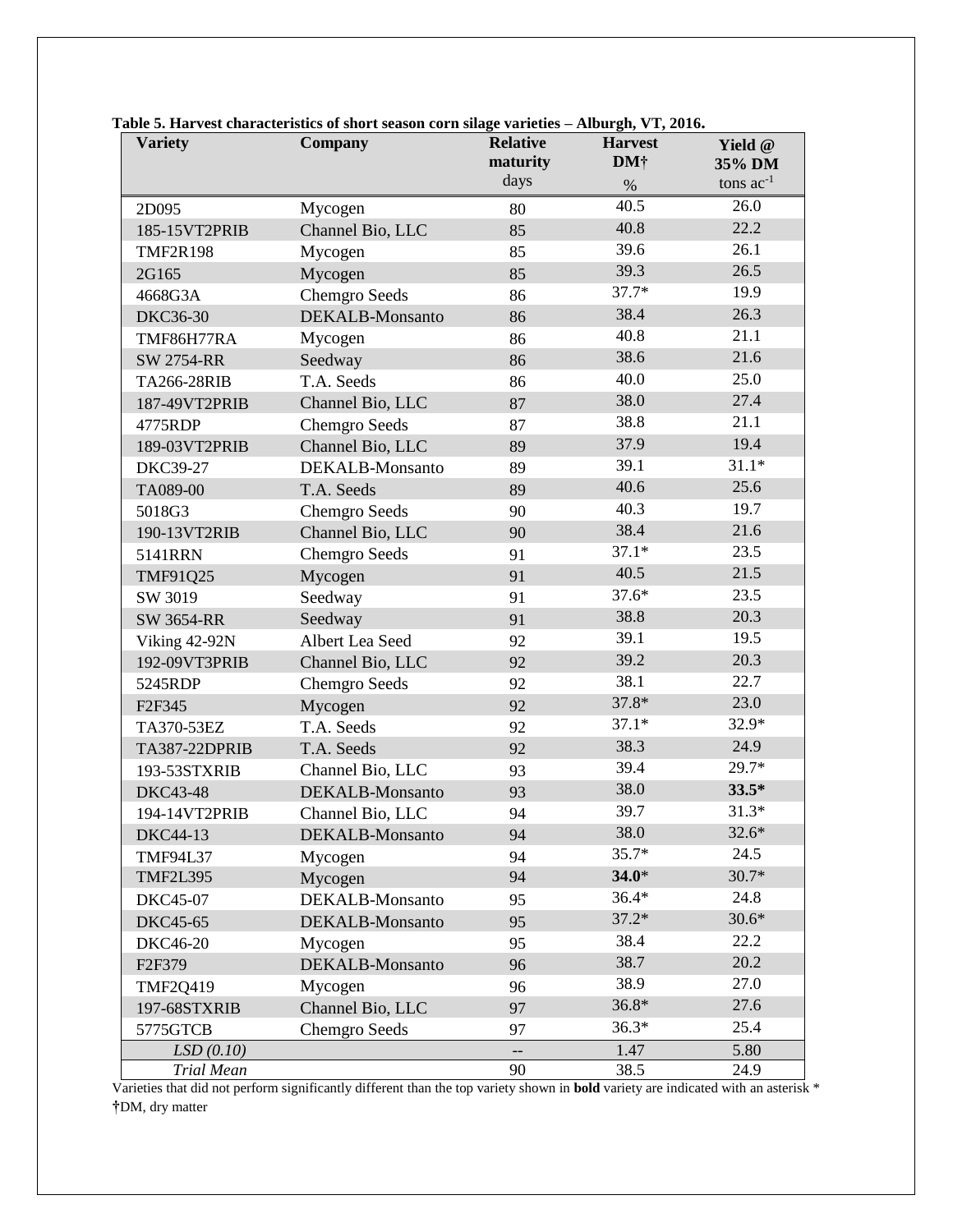**Table 5. Harvest characteristics of short season corn silage varieties – Alburgh, VT, 2016.**

| Variety | Company | Relative maturity | Harvest DM† | Yield @ 35% DM |
|---|---|---|---|---|
| | | days | % | tons $ac^{-1}$ |
| 2D095 | Mycogen | 80 | 40.5 | 26.0 |
| 185-15VT2PRIB | Channel Bio, LLC | 85 | 40.8 | 22.2 |
| TMF2R198 | Mycogen | 85 | 39.6 | 26.1 |
| 2G165 | Mycogen | 85 | 39.3 | 26.5 |
| 4668G3A | Chemgro Seeds | 86 | 37.7* | 19.9 |
| DKC36-30 | DEKALB-Monsanto | 86 | 38.4 | 26.3 |
| TMF86H77RA | Mycogen | 86 | 40.8 | 21.1 |
| SW 2754-RR | Seedway | 86 | 38.6 | 21.6 |
| TA266-28RIB | T.A. Seeds | 86 | 40.0 | 25.0 |
| 187-49VT2PRIB | Channel Bio, LLC | 87 | 38.0 | 27.4 |
| 4775RDP | Chemgro Seeds | 87 | 38.8 | 21.1 |
| 189-03VT2PRIB | Channel Bio, LLC | 89 | 37.9 | 19.4 |
| DKC39-27 | DEKALB-Monsanto | 89 | 39.1 | 31.1* |
| TA089-00 | T.A. Seeds | 89 | 40.6 | 25.6 |
| 5018G3 | Chemgro Seeds | 90 | 40.3 | 19.7 |
| 190-13VT2RIB | Channel Bio, LLC | 90 | 38.4 | 21.6 |
| 5141RRN | Chemgro Seeds | 91 | 37.1* | 23.5 |
| TMF91Q25 | Mycogen | 91 | 40.5 | 21.5 |
| SW 3019 | Seedway | 91 | 37.6* | 23.5 |
| SW 3654-RR | Seedway | 91 | 38.8 | 20.3 |
| Viking 42-92N | Albert Lea Seed | 92 | 39.1 | 19.5 |
| 192-09VT3PRIB | Channel Bio, LLC | 92 | 39.2 | 20.3 |
| 5245RDP | Chemgro Seeds | 92 | 38.1 | 22.7 |
| F2F345 | Mycogen | 92 | 37.8* | 23.0 |
| TA370-53EZ | T.A. Seeds | 92 | 37.1* | 32.9* |
| TA387-22DPRIB | T.A. Seeds | 92 | 38.3 | 24.9 |
| 193-53STXRIB | Channel Bio, LLC | 93 | 39.4 | 29.7* |
| DKC43-48 | DEKALB-Monsanto | 93 | 38.0 | **33.5*** |
| 194-14VT2PRIB | Channel Bio, LLC | 94 | 39.7 | 31.3* |
| DKC44-13 | DEKALB-Monsanto | 94 | 38.0 | 32.6* |
| TMF94L37 | Mycogen | 94 | 35.7* | 24.5 |
| TMF2L395 | Mycogen | 94 | **34.0*** | 30.7* |
| DKC45-07 | DEKALB-Monsanto | 95 | 36.4* | 24.8 |
| DKC45-65 | DEKALB-Monsanto | 95 | 37.2* | 30.6* |
| DKC46-20 | Mycogen | 95 | 38.4 | 22.2 |
| F2F379 | DEKALB-Monsanto | 96 | 38.7 | 20.2 |
| TMF2Q419 | Mycogen | 96 | 38.9 | 27.0 |
| 197-68STXRIB | Channel Bio, LLC | 97 | 36.8* | 27.6 |
| 5775GTCB | Chemgro Seeds | 97 | 36.3* | 25.4 |
| *LSD (0.10)* | | -- | 1.47 | 5.80 |
| *Trial Mean* | | 90 | 38.5 | 24.9 |

Varieties that did not perform significantly different than the top variety shown in **bold** variety are indicated with an asterisk *

†DM, dry matter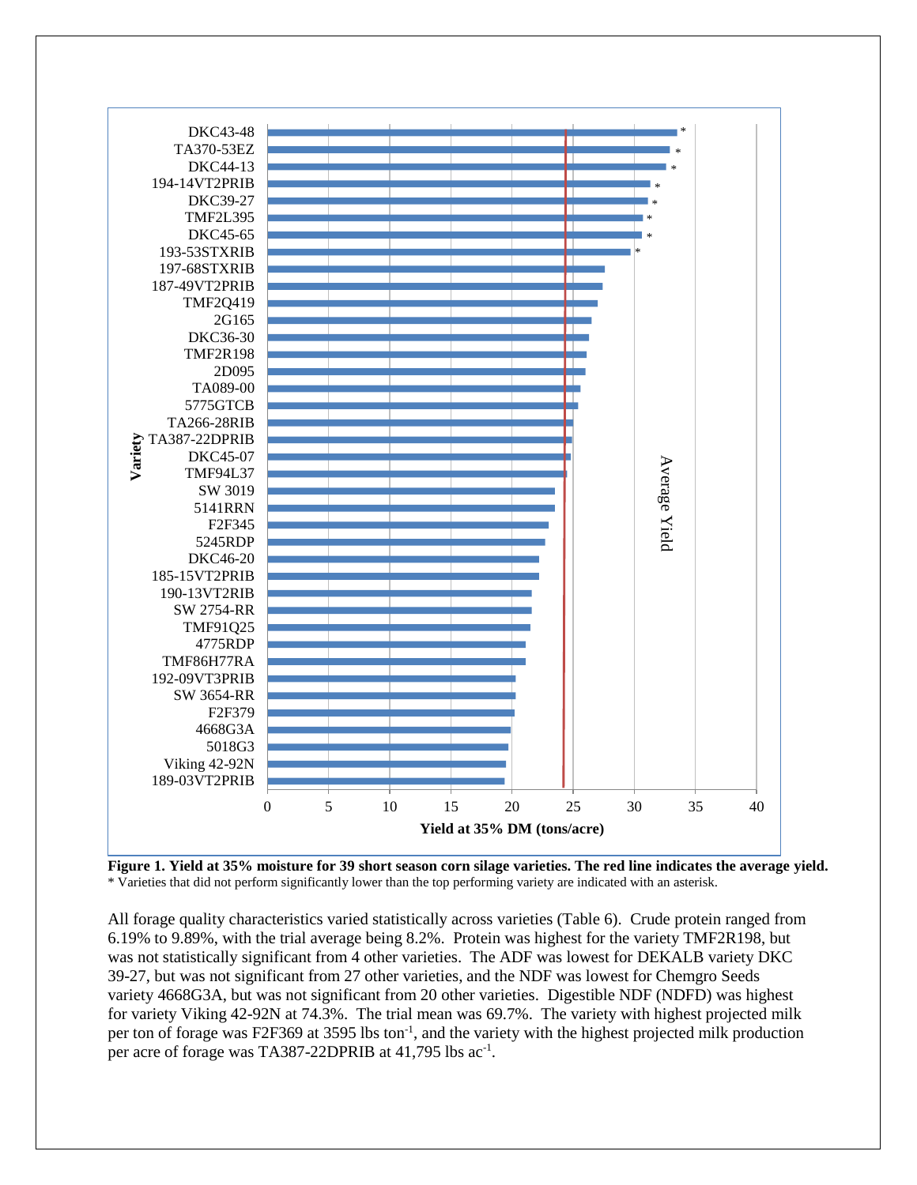**Figure 1. Yield at 35% moisture for 39 short season corn silage varieties. The red line indicates the average yield.**
\* Varieties that did not perform significantly lower than the top performing variety are indicated with an asterisk.

All forage quality characteristics varied statistically across varieties (Table 6). Crude protein ranged from 6.19% to 9.89%, with the trial average being 8.2%. Protein was highest for the variety TMF2R198, but was not statistically significant from 4 other varieties. The ADF was lowest for DEKALB variety DKC 39-27, but was not significant from 27 other varieties, and the NDF was lowest for Chemgro Seeds variety 4668G3A, but was not significant from 20 other varieties. Digestible NDF (NDFD) was highest for variety Viking 42-92N at 74.3%. The trial mean was 69.7%. The variety with highest projected milk per ton of forage was F2F369 at 3595 lbs ton$^{-1}$, and the variety with the highest projected milk production per acre of forage was TA387-22DPRIB at 41,795 lbs ac$^{-1}$.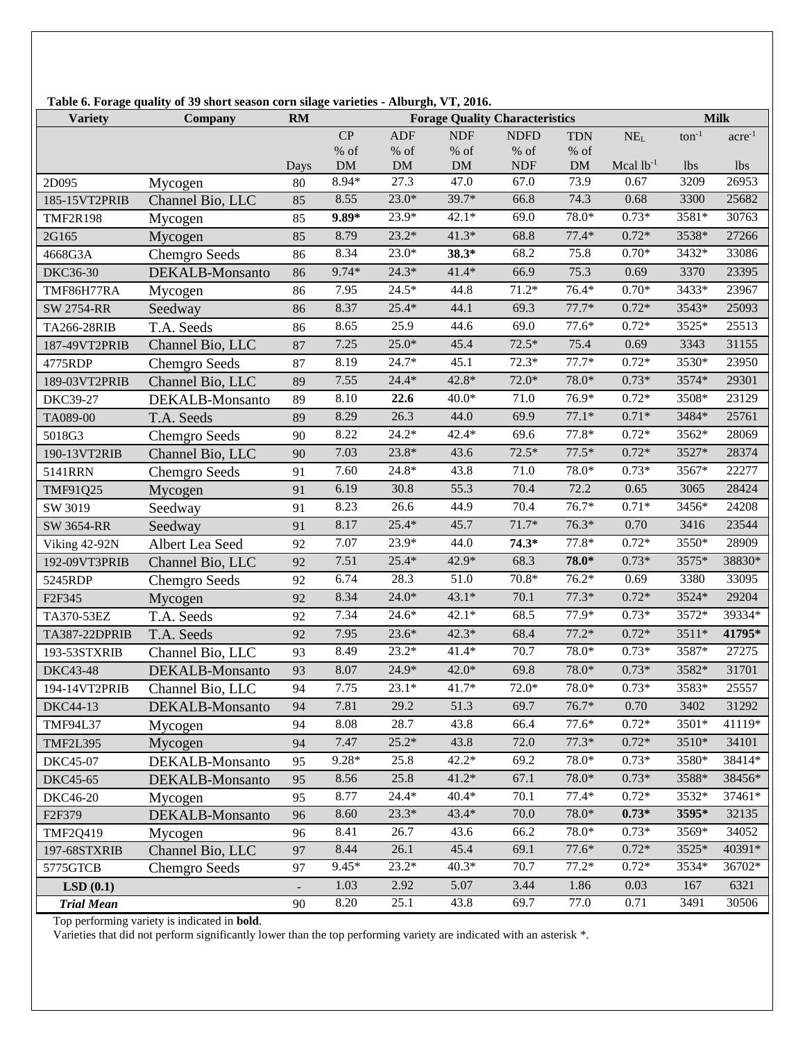**Table 6. Forage quality of 39 short season corn silage varieties - Alburgh, VT, 2016.**

| Variety | Company | RM | Forage Quality Characteristics | | | | | | Milk | |
|---|---|---|---|---|---|---|---|---|---|---|
| | | | CP | ADF | NDF | NDFD | TDN | $NE_L$ | $ton^{-1}$ | $acre^{-1}$ |
| | | Days | % of DM | % of DM | % of DM | % of NDF | % of DM | Mcal $lb^{-1}$ | lbs | lbs |
| 2D095 | Mycogen | 80 | 8.94* | 27.3 | 47.0 | 67.0 | 73.9 | 0.67 | 3209 | 26953 |
| 185-15VT2PRIB | Channel Bio, LLC | 85 | 8.55 | 23.0* | 39.7* | 66.8 | 74.3 | 0.68 | 3300 | 25682 |
| TMF2R198 | Mycogen | 85 | **9.89*** | 23.9* | 42.1* | 69.0 | 78.0* | 0.73* | 3581* | 30763 |
| 2G165 | Mycogen | 85 | 8.79 | 23.2* | 41.3* | 68.8 | 77.4* | 0.72* | 3538* | 27266 |
| 4668G3A | Chemgro Seeds | 86 | 8.34 | 23.0* | **38.3*** | 68.2 | 75.8 | 0.70* | 3432* | 33086 |
| DKC36-30 | DEKALB-Monsanto | 86 | 9.74* | 24.3* | 41.4* | 66.9 | 75.3 | 0.69 | 3370 | 23395 |
| TMF86H77RA | Mycogen | 86 | 7.95 | 24.5* | 44.8 | 71.2* | 76.4* | 0.70* | 3433* | 23967 |
| SW 2754-RR | Seedway | 86 | 8.37 | 25.4* | 44.1 | 69.3 | 77.7* | 0.72* | 3543* | 25093 |
| TA266-28RIB | T.A. Seeds | 86 | 8.65 | 25.9 | 44.6 | 69.0 | 77.6* | 0.72* | 3525* | 25513 |
| 187-49VT2PRIB | Channel Bio, LLC | 87 | 7.25 | 25.0* | 45.4 | 72.5* | 75.4 | 0.69 | 3343 | 31155 |
| 4775RDP | Chemgro Seeds | 87 | 8.19 | 24.7* | 45.1 | 72.3* | 77.7* | 0.72* | 3530* | 23950 |
| 189-03VT2PRIB | Channel Bio, LLC | 89 | 7.55 | 24.4* | 42.8* | 72.0* | 78.0* | 0.73* | 3574* | 29301 |
| DKC39-27 | DEKALB-Monsanto | 89 | 8.10 | **22.6** | 40.0* | 71.0 | 76.9* | 0.72* | 3508* | 23129 |
| TA089-00 | T.A. Seeds | 89 | 8.29 | 26.3 | 44.0 | 69.9 | 77.1* | 0.71* | 3484* | 25761 |
| 5018G3 | Chemgro Seeds | 90 | 8.22 | 24.2* | 42.4* | 69.6 | 77.8* | 0.72* | 3562* | 28069 |
| 190-13VT2RIB | Channel Bio, LLC | 90 | 7.03 | 23.8* | 43.6 | 72.5* | 77.5* | 0.72* | 3527* | 28374 |
| 5141RRN | Chemgro Seeds | 91 | 7.60 | 24.8* | 43.8 | 71.0 | 78.0* | 0.73* | 3567* | 22277 |
| TMF91Q25 | Mycogen | 91 | 6.19 | 30.8 | 55.3 | 70.4 | 72.2 | 0.65 | 3065 | 28424 |
| SW 3019 | Seedway | 91 | 8.23 | 26.6 | 44.9 | 70.4 | 76.7* | 0.71* | 3456* | 24208 |
| SW 3654-RR | Seedway | 91 | 8.17 | 25.4* | 45.7 | 71.7* | 76.3* | 0.70 | 3416 | 23544 |
| Viking 42-92N | Albert Lea Seed | 92 | 7.07 | 23.9* | 44.0 | **74.3*** | 77.8* | 0.72* | 3550* | 28909 |
| 192-09VT3PRIB | Channel Bio, LLC | 92 | 7.51 | 25.4* | 42.9* | 68.3 | **78.0*** | 0.73* | 3575* | 38830* |
| 5245RDP | Chemgro Seeds | 92 | 6.74 | 28.3 | 51.0 | 70.8* | 76.2* | 0.69 | 3380 | 33095 |
| F2F345 | Mycogen | 92 | 8.34 | 24.0* | 43.1* | 70.1 | 77.3* | 0.72* | 3524* | 29204 |
| TA370-53EZ | T.A. Seeds | 92 | 7.34 | 24.6* | 42.1* | 68.5 | 77.9* | 0.73* | 3572* | 39334* |
| TA387-22DPRIB | T.A. Seeds | 92 | 7.95 | 23.6* | 42.3* | 68.4 | 77.2* | 0.72* | 3511* | **41795*** |
| 193-53STXRIB | Channel Bio, LLC | 93 | 8.49 | 23.2* | 41.4* | 70.7 | 78.0* | 0.73* | 3587* | 27275 |
| DKC43-48 | DEKALB-Monsanto | 93 | 8.07 | 24.9* | 42.0* | 69.8 | 78.0* | 0.73* | 3582* | 31701 |
| 194-14VT2PRIB | Channel Bio, LLC | 94 | 7.75 | 23.1* | 41.7* | 72.0* | 78.0* | 0.73* | 3583* | 25557 |
| DKC44-13 | DEKALB-Monsanto | 94 | 7.81 | 29.2 | 51.3 | 69.7 | 76.7* | 0.70 | 3402 | 31292 |
| TMF94L37 | Mycogen | 94 | 8.08 | 28.7 | 43.8 | 66.4 | 77.6* | 0.72* | 3501* | 41119* |
| TMF2L395 | Mycogen | 94 | 7.47 | 25.2* | 43.8 | 72.0 | 77.3* | 0.72* | 3510* | 34101 |
| DKC45-07 | DEKALB-Monsanto | 95 | 9.28* | 25.8 | 42.2* | 69.2 | 78.0* | 0.73* | 3580* | 38414* |
| DKC45-65 | DEKALB-Monsanto | 95 | 8.56 | 25.8 | 41.2* | 67.1 | 78.0* | 0.73* | 3588* | 38456* |
| DKC46-20 | Mycogen | 95 | 8.77 | 24.4* | 40.4* | 70.1 | 77.4* | 0.72* | 3532* | 37461* |
| F2F379 | DEKALB-Monsanto | 96 | 8.60 | 23.3* | 43.4* | 70.0 | 78.0* | **0.73*** | **3595*** | 32135 |
| TMF2Q419 | Mycogen | 96 | 8.41 | 26.7 | 43.6 | 66.2 | 78.0* | 0.73* | 3569* | 34052 |
| 197-68STXRIB | Channel Bio, LLC | 97 | 8.44 | 26.1 | 45.4 | 69.1 | 77.6* | 0.72* | 3525* | 40391* |
| 5775GTCB | Chemgro Seeds | 97 | 9.45* | 23.2* | 40.3* | 70.7 | 77.2* | 0.72* | 3534* | 36702* |
| **LSD (0.1)** | | - | 1.03 | 2.92 | 5.07 | 3.44 | 1.86 | 0.03 | 167 | 6321 |
| ***Trial Mean*** | | 90 | 8.20 | 25.1 | 43.8 | 69.7 | 77.0 | 0.71 | 3491 | 30506 |

Top performing variety is indicated in **bold**.

Varieties that did not perform significantly lower than the top performing variety are indicated with an asterisk *.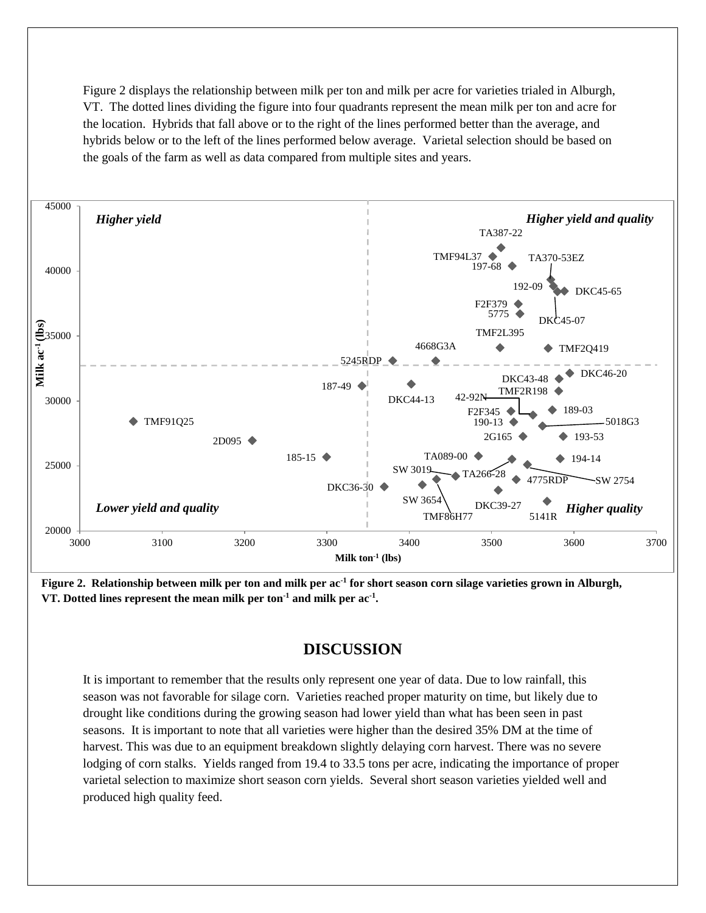Figure 2 displays the relationship between milk per ton and milk per acre for varieties trialed in Alburgh, VT. The dotted lines dividing the figure into four quadrants represent the mean milk per ton and acre for the location. Hybrids that fall above or to the right of the lines performed better than the average, and hybrids below or to the left of the lines performed below average. Varietal selection should be based on the goals of the farm as well as data compared from multiple sites and years.

**Figure 2. Relationship between milk per ton and milk per ac$^{-1}$ for short season corn silage varieties grown in Alburgh, VT. Dotted lines represent the mean milk per ton$^{-1}$ and milk per ac$^{-1}$.**

## DISCUSSION

It is important to remember that the results only represent one year of data. Due to low rainfall, this season was not favorable for silage corn. Varieties reached proper maturity on time, but likely due to drought like conditions during the growing season had lower yield than what has been seen in past seasons. It is important to note that all varieties were higher than the desired 35% DM at the time of harvest. This was due to an equipment breakdown slightly delaying corn harvest. There was no severe lodging of corn stalks. Yields ranged from 19.4 to 33.5 tons per acre, indicating the importance of proper varietal selection to maximize short season corn yields. Several short season varieties yielded well and produced high quality feed.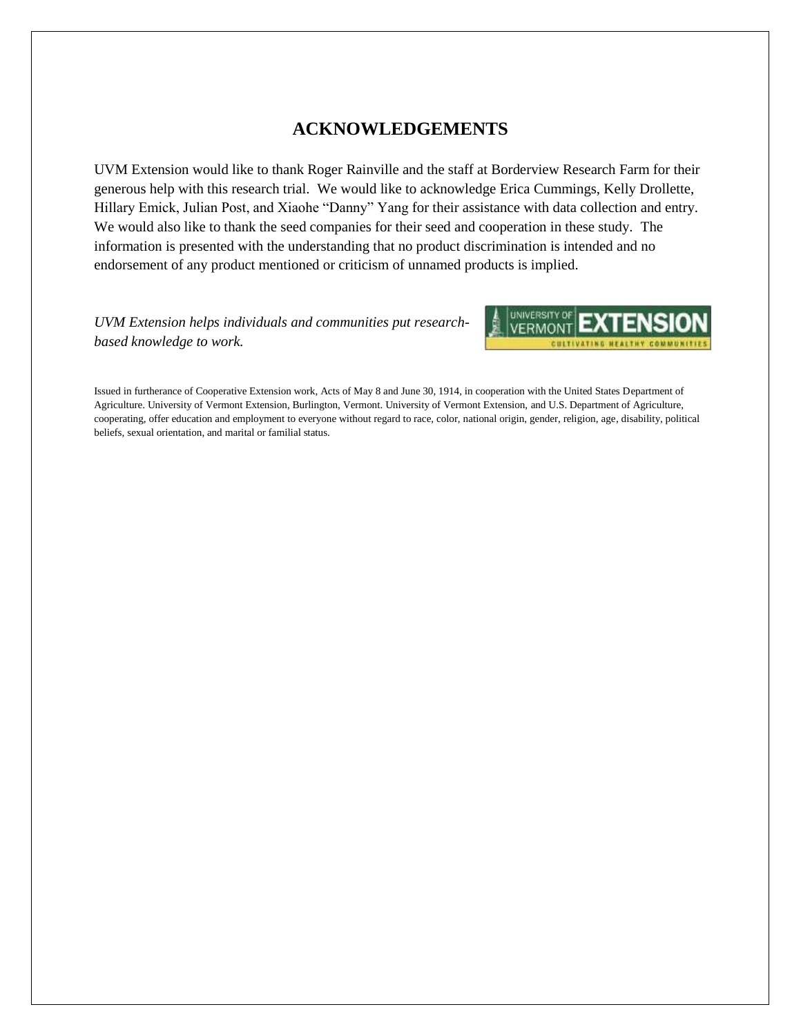## ACKNOWLEDGEMENTS

UVM Extension would like to thank Roger Rainville and the staff at Borderview Research Farm for their generous help with this research trial. We would like to acknowledge Erica Cummings, Kelly Drollette, Hillary Emick, Julian Post, and Xiaohe "Danny" Yang for their assistance with data collection and entry. We would also like to thank the seed companies for their seed and cooperation in these study. The information is presented with the understanding that no product discrimination is intended and no endorsement of any product mentioned or criticism of unnamed products is implied.

*UVM Extension helps individuals and communities put research-based knowledge to work.*

Issued in furtherance of Cooperative Extension work, Acts of May 8 and June 30, 1914, in cooperation with the United States Department of Agriculture. University of Vermont Extension, Burlington, Vermont. University of Vermont Extension, and U.S. Department of Agriculture, cooperating, offer education and employment to everyone without regard to race, color, national origin, gender, religion, age, disability, political beliefs, sexual orientation, and marital or familial status.